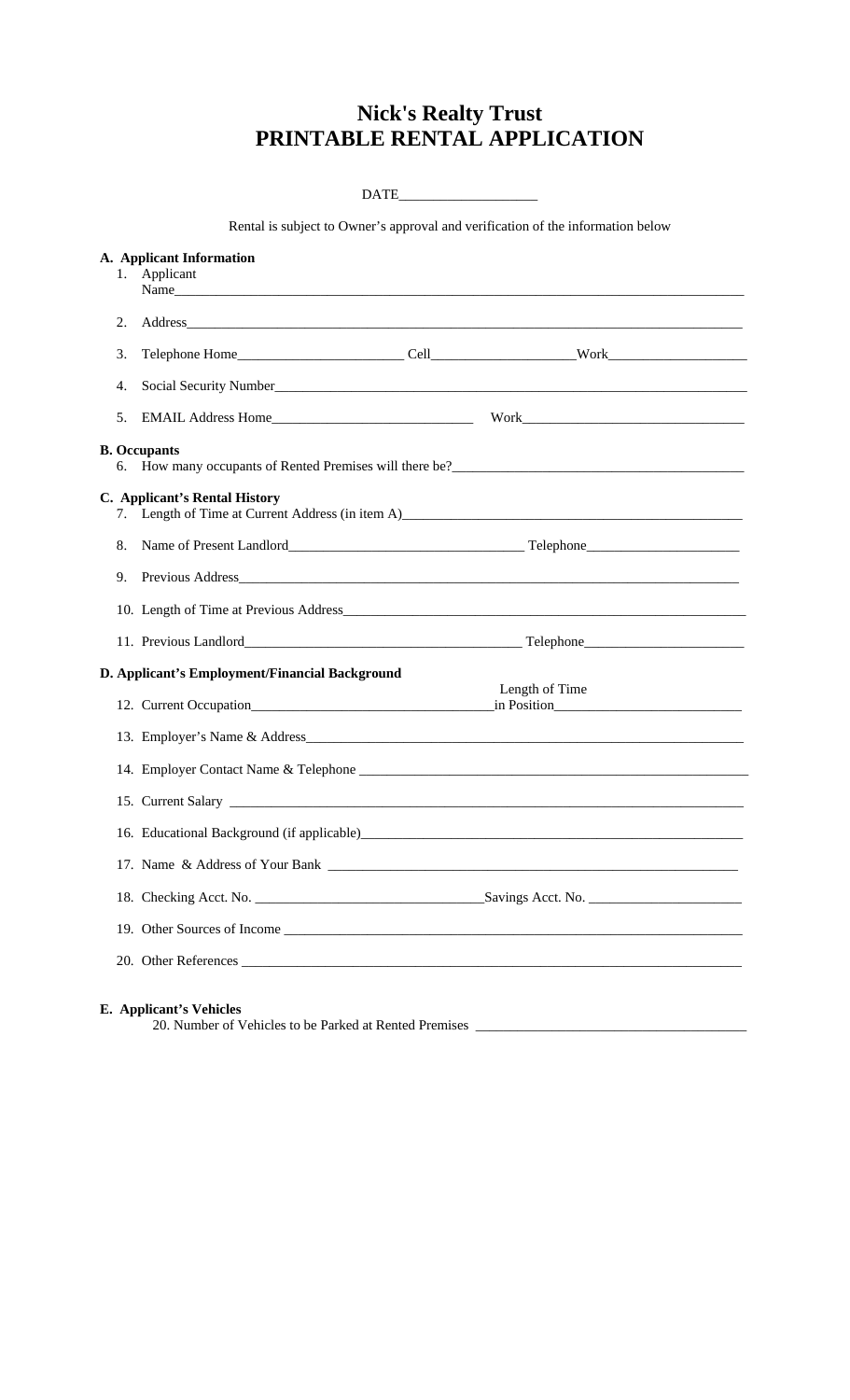# Nick's Realty Trust
# PRINTABLE RENTAL APPLICATION

DATE___________________

Rental is subject to Owner's approval and verification of the information below

**A. Applicant Information**

1. Applicant Name_______________________________________________________________________________
2. Address_______________________________________________________________________________
3. Telephone Home_______________________ Cell___________________Work___________________
4. Social Security Number_______________________________________________________________________
5. EMAIL Address Home____________________________ Work______________________________

**B. Occupants**

6. How many occupants of Rented Premises will there be?_________________________________________

**C. Applicant's Rental History**

7. Length of Time at Current Address (in item A)________________________________________________
8. Name of Present Landlord________________________________ Telephone_____________________
9. Previous Address_______________________________________________________________________
10. Length of Time at Previous Address_______________________________________________________
11. Previous Landlord______________________________________ Telephone______________________

**D. Applicant's Employment/Financial Background**

12. Current Occupation_________________________________ Length of Time in Position_________________________
13. Employer's Name & Address____________________________________________________________
14. Employer Contact Name & Telephone ______________________________________________________
15. Current Salary ______________________________________________________________________
16. Educational Background (if applicable)_____________________________________________________
17. Name & Address of Your Bank _________________________________________________________
18. Checking Acct. No. _______________________________Savings Acct. No. _____________________
19. Other Sources of Income ______________________________________________________________
20. Other References ____________________________________________________________________

**E. Applicant's Vehicles**

20. Number of Vehicles to be Parked at Rented Premises _____________________________________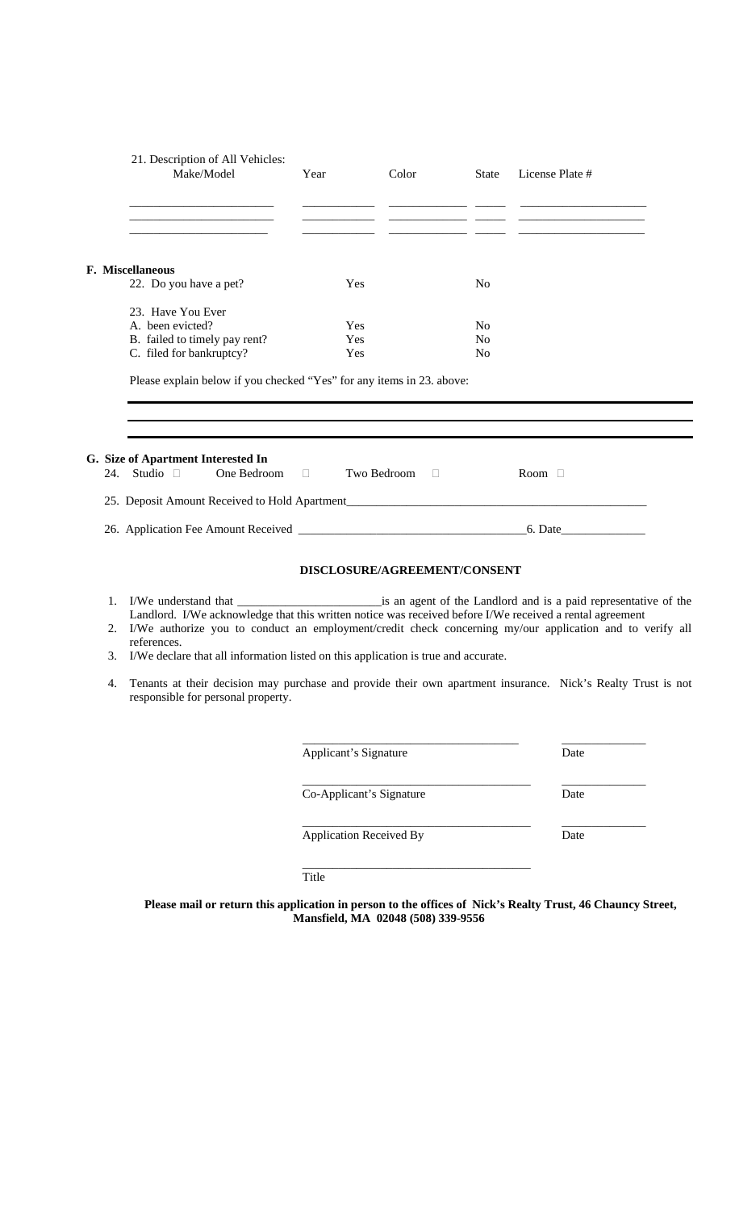21. Description of All Vehicles:

| Make/Model | Year | Color | State | License Plate # |
|---|---|---|---|---|
| _______________________ | ___________ | ____________ | _____ | ____________________ |
| _______________________ | ___________ | ____________ | _____ | ____________________ |
| _______________________ | ___________ | ____________ | _____ | ____________________ |

**F. Miscellaneous**

| | | |
|---|---|---|
| 22. Do you have a pet? | Yes | No |
| 23. Have You Ever | | |
| A. been evicted? | Yes | No |
| B. failed to timely pay rent? | Yes | No |
| C. filed for bankruptcy? | Yes | No |

Please explain below if you checked "Yes" for any items in 23. above:

______________________________________________________________________________

______________________________________________________________________________

______________________________________________________________________________

**G. Size of Apartment Interested In**

24. Studio ☐ One Bedroom ☐ Two Bedroom ☐ Room ☐

25. Deposit Amount Received to Hold Apartment________________________________________________

26. Application Fee Amount Received ____________________________________6. Date______________

**DISCLOSURE/AGREEMENT/CONSENT**

1. I/We understand that ________________________is an agent of the Landlord and is a paid representative of the Landlord. I/We acknowledge that this written notice was received before I/We received a rental agreement
2. I/We authorize you to conduct an employment/credit check concerning my/our application and to verify all references.
3. I/We declare that all information listed on this application is true and accurate.
4. Tenants at their decision may purchase and provide their own apartment insurance. Nick's Realty Trust is not responsible for personal property.

___________________________________ ______________

Applicant's Signature Date

___________________________________ ______________

Co-Applicant's Signature Date

___________________________________ ______________

Application Received By Date

___________________________________

Title

**Please mail or return this application in person to the offices of Nick's Realty Trust, 46 Chauncy Street, Mansfield, MA 02048 (508) 339-9556**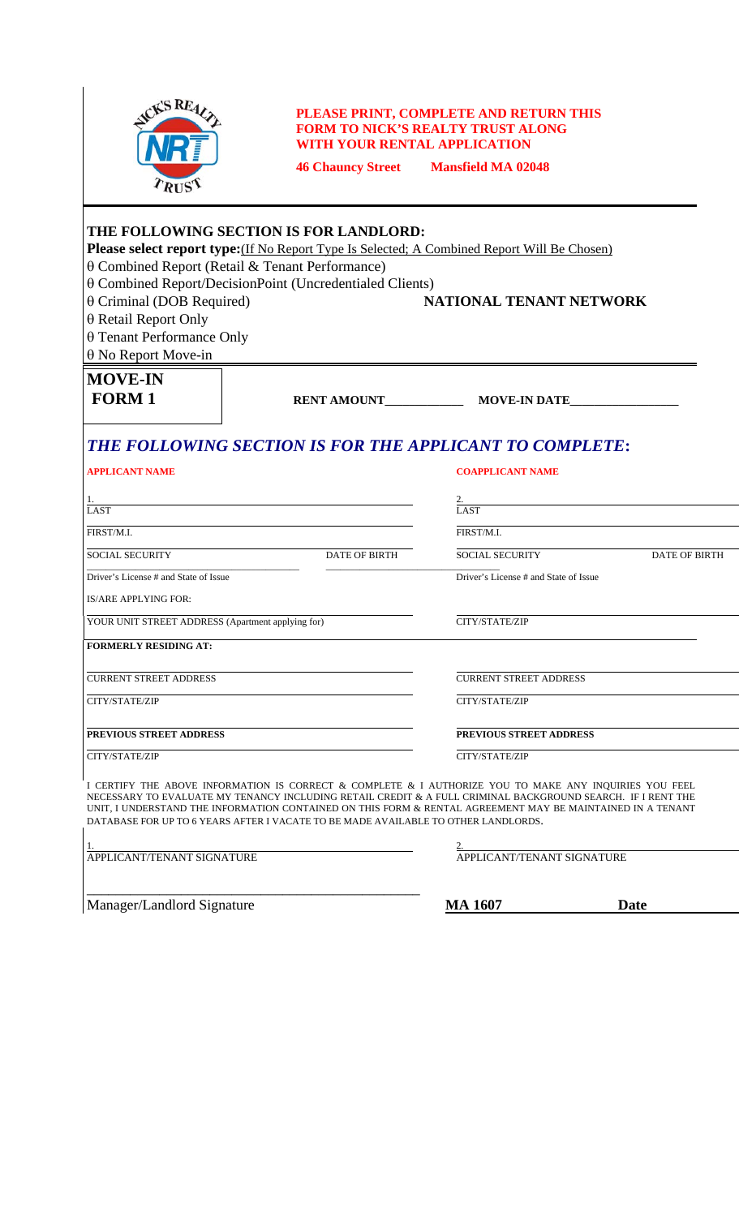**PLEASE PRINT, COMPLETE AND RETURN THIS FORM TO NICK'S REALTY TRUST ALONG WITH YOUR RENTAL APPLICATION**

**46 Chauncy Street Mansfield MA 02048**

**THE FOLLOWING SECTION IS FOR LANDLORD:**

**Please select report type:** (If No Report Type Is Selected; A Combined Report Will Be Chosen)

θ Combined Report (Retail & Tenant Performance)
θ Combined Report/DecisionPoint (Uncredentialed Clients)
θ Criminal (DOB Required)
θ Retail Report Only
θ Tenant Performance Only
θ No Report Move-in

**NATIONAL TENANT NETWORK**

**MOVE-IN FORM 1**

**RENT AMOUNT**\_\_\_\_\_\_\_\_\_\_\_\_ **MOVE-IN DATE**\_\_\_\_\_\_\_\_\_\_\_\_\_\_\_\_

## *THE FOLLOWING SECTION IS FOR THE APPLICANT TO COMPLETE:*

| **APPLICANT NAME** | | **COAPPLICANT NAME** | |
|---|---|---|---|
| 1. LAST | | 2. LAST | |
| FIRST/M.I. | | FIRST/M.I. | |
| SOCIAL SECURITY | DATE OF BIRTH | SOCIAL SECURITY | DATE OF BIRTH |
| Driver's License # and State of Issue | | Driver's License # and State of Issue | |

IS/ARE APPLYING FOR:

| | |
|---|---|
| YOUR UNIT STREET ADDRESS (Apartment applying for) | CITY/STATE/ZIP |

**FORMERLY RESIDING AT:**

| | |
|---|---|
| CURRENT STREET ADDRESS | CURRENT STREET ADDRESS |
| CITY/STATE/ZIP | CITY/STATE/ZIP |
| **PREVIOUS STREET ADDRESS** | **PREVIOUS STREET ADDRESS** |
| CITY/STATE/ZIP | CITY/STATE/ZIP |

I CERTIFY THE ABOVE INFORMATION IS CORRECT & COMPLETE & I AUTHORIZE YOU TO MAKE ANY INQUIRIES YOU FEEL NECESSARY TO EVALUATE MY TENANCY INCLUDING RETAIL CREDIT & A FULL CRIMINAL BACKGROUND SEARCH. IF I RENT THE UNIT, I UNDERSTAND THE INFORMATION CONTAINED ON THIS FORM & RENTAL AGREEMENT MAY BE MAINTAINED IN A TENANT DATABASE FOR UP TO 6 YEARS AFTER I VACATE TO BE MADE AVAILABLE TO OTHER LANDLORDS.

| | |
|---|---|
| 1. APPLICANT/TENANT SIGNATURE | 2. APPLICANT/TENANT SIGNATURE |

\_\_\_\_\_\_\_\_\_\_\_\_\_\_\_\_\_\_\_\_\_\_\_\_\_\_\_\_\_\_\_\_\_\_\_\_\_\_\_\_\_\_\_\_\_\_\_\_\_
Manager/Landlord Signature **MA 1607** **Date**